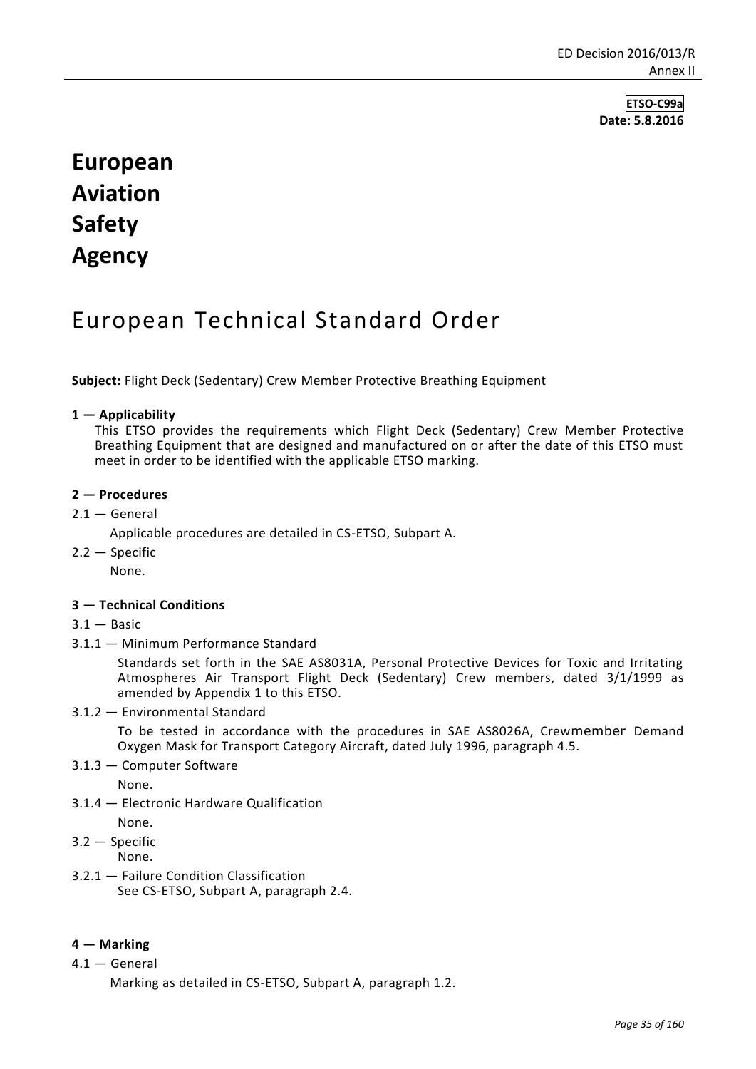**ETSO-C99a**
**Date: 5.8.2016**

# European Aviation Safety Agency

## European Technical Standard Order

**Subject:** Flight Deck (Sedentary) Crew Member Protective Breathing Equipment

### 1 — Applicability

This ETSO provides the requirements which Flight Deck (Sedentary) Crew Member Protective Breathing Equipment that are designed and manufactured on or after the date of this ETSO must meet in order to be identified with the applicable ETSO marking.

### 2 — Procedures

2.1 — General

Applicable procedures are detailed in CS-ETSO, Subpart A.

2.2 — Specific

None.

### 3 — Technical Conditions

3.1 — Basic

3.1.1 — Minimum Performance Standard

Standards set forth in the SAE AS8031A, Personal Protective Devices for Toxic and Irritating Atmospheres Air Transport Flight Deck (Sedentary) Crew members, dated 3/1/1999 as amended by Appendix 1 to this ETSO.

3.1.2 — Environmental Standard

To be tested in accordance with the procedures in SAE AS8026A, Crewmember Demand Oxygen Mask for Transport Category Aircraft, dated July 1996, paragraph 4.5.

3.1.3 — Computer Software

None.

3.1.4 — Electronic Hardware Qualification

None.

3.2 — Specific

None.

3.2.1 — Failure Condition Classification

See CS-ETSO, Subpart A, paragraph 2.4.

### 4 — Marking

4.1 — General

Marking as detailed in CS-ETSO, Subpart A, paragraph 1.2.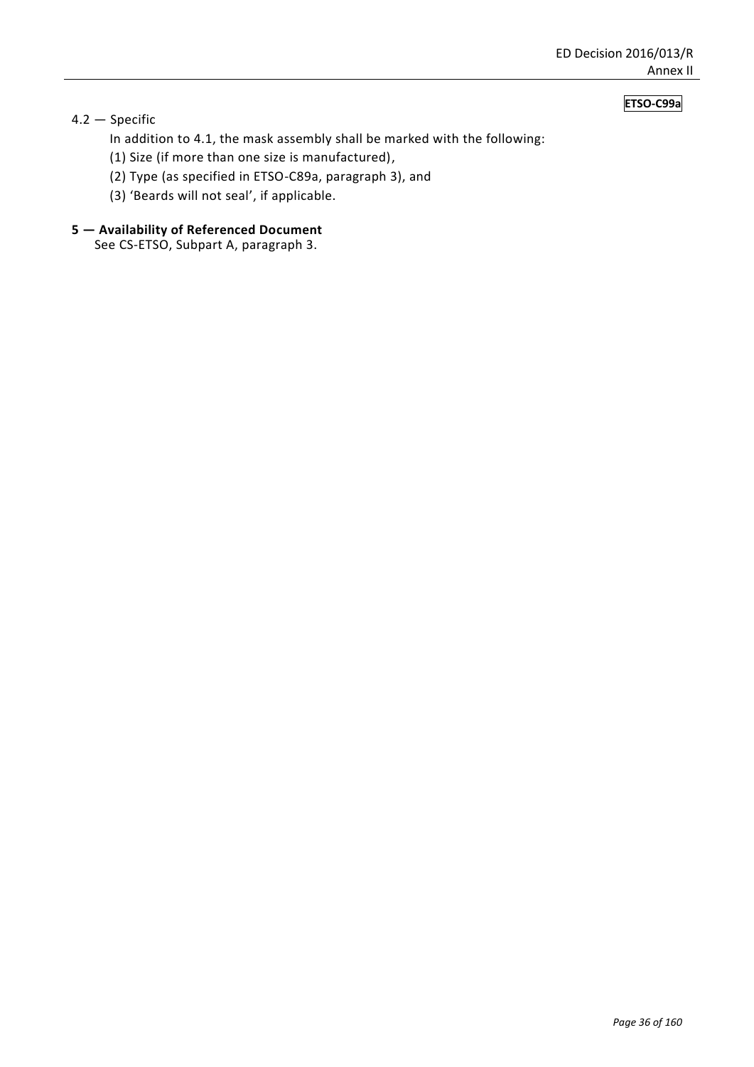**ETSO-C99a**

4.2 — Specific

In addition to 4.1, the mask assembly shall be marked with the following:

(1) Size (if more than one size is manufactured),

(2) Type (as specified in ETSO-C89a, paragraph 3), and

(3) 'Beards will not seal', if applicable.

**5 — Availability of Referenced Document**

See CS-ETSO, Subpart A, paragraph 3.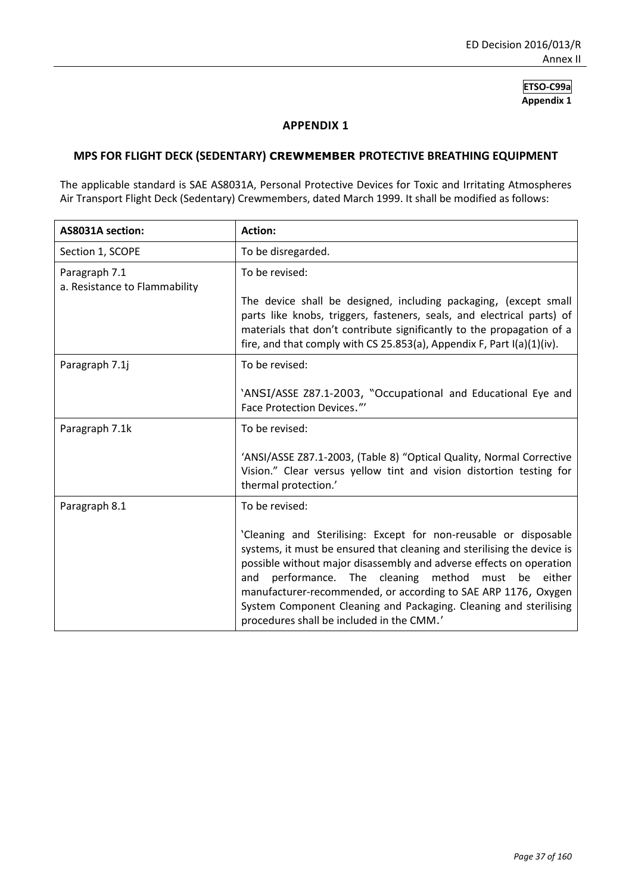**ETSO-C99a**
**Appendix 1**

## APPENDIX 1

### MPS FOR FLIGHT DECK (SEDENTARY) CREWMEMBER PROTECTIVE BREATHING EQUIPMENT

The applicable standard is SAE AS8031A, Personal Protective Devices for Toxic and Irritating Atmospheres Air Transport Flight Deck (Sedentary) Crewmembers, dated March 1999. It shall be modified as follows:

| AS8031A section: | Action: |
|---|---|
| Section 1, SCOPE | To be disregarded. |
| Paragraph 7.1<br>a. Resistance to Flammability | To be revised:<br><br>The device shall be designed, including packaging, (except small parts like knobs, triggers, fasteners, seals, and electrical parts) of materials that don't contribute significantly to the propagation of a fire, and that comply with CS 25.853(a), Appendix F, Part I(a)(1)(iv). |
| Paragraph 7.1j | To be revised:<br><br>'ANSI/ASSE Z87.1-2003, "Occupational and Educational Eye and Face Protection Devices."' |
| Paragraph 7.1k | To be revised:<br><br>'ANSI/ASSE Z87.1-2003, (Table 8) "Optical Quality, Normal Corrective Vision." Clear versus yellow tint and vision distortion testing for thermal protection.' |
| Paragraph 8.1 | To be revised:<br><br>'Cleaning and Sterilising: Except for non-reusable or disposable systems, it must be ensured that cleaning and sterilising the device is possible without major disassembly and adverse effects on operation and performance. The cleaning method must be either manufacturer-recommended, or according to SAE ARP 1176, Oxygen System Component Cleaning and Packaging. Cleaning and sterilising procedures shall be included in the CMM.' |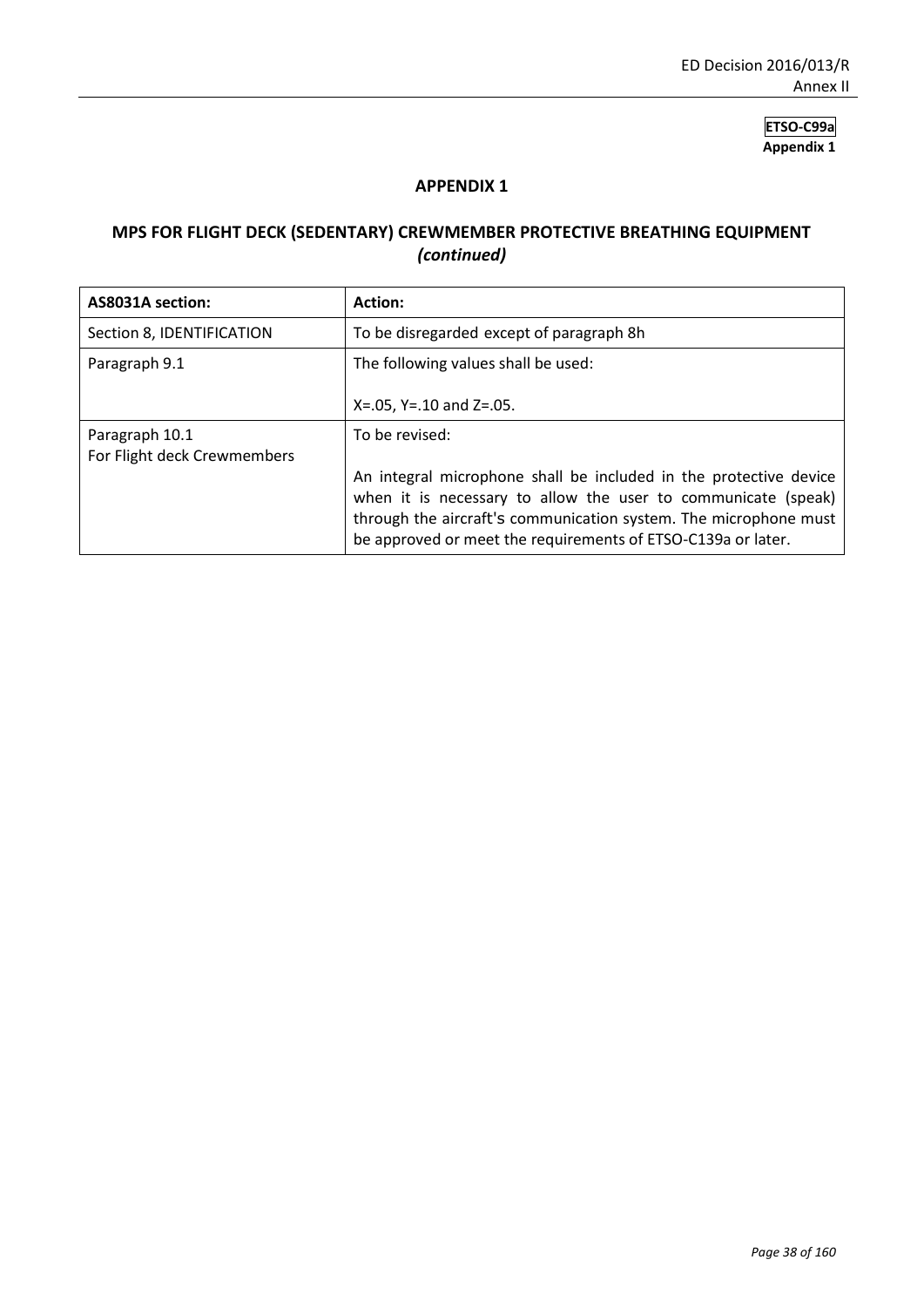ETSO-C99a
**Appendix 1**

## APPENDIX 1

## MPS FOR FLIGHT DECK (SEDENTARY) CREWMEMBER PROTECTIVE BREATHING EQUIPMENT *(continued)*

| AS8031A section: | Action: |
|---|---|
| Section 8, IDENTIFICATION | To be disregarded except of paragraph 8h |
| Paragraph 9.1 | The following values shall be used:<br><br>X=.05, Y=.10 and Z=.05. |
| Paragraph 10.1<br>For Flight deck Crewmembers | To be revised:<br><br>An integral microphone shall be included in the protective device when it is necessary to allow the user to communicate (speak) through the aircraft's communication system. The microphone must be approved or meet the requirements of ETSO-C139a or later. |